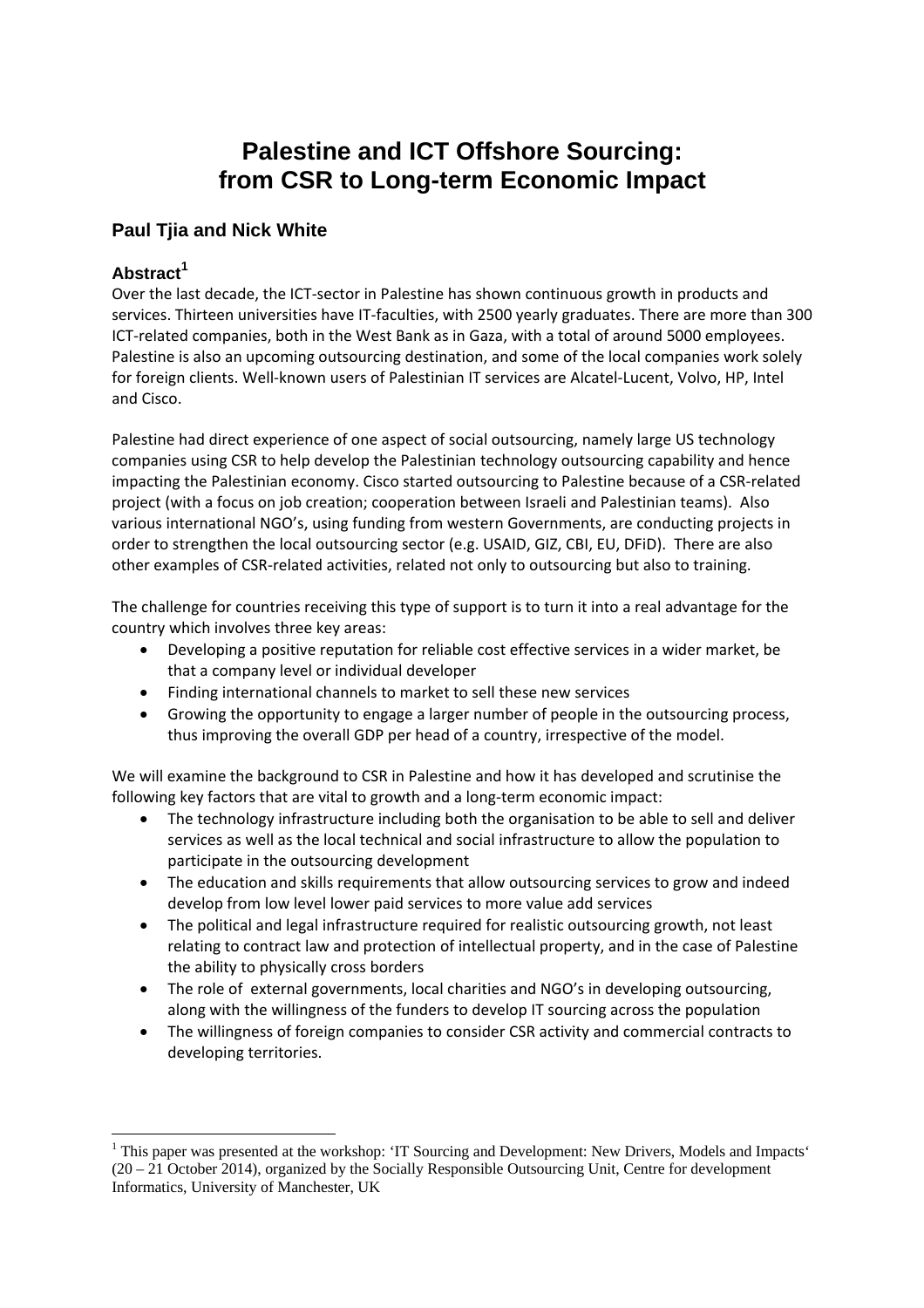# Palestine and ICT Offshore Sourcing: from CSR to Long-term Economic Impact

## Paul Tjia and Nick White

### Abstract[1]

Over the last decade, the ICT-sector in Palestine has shown continuous growth in products and services. Thirteen universities have IT-faculties, with 2500 yearly graduates. There are more than 300 ICT-related companies, both in the West Bank as in Gaza, with a total of around 5000 employees. Palestine is also an upcoming outsourcing destination, and some of the local companies work solely for foreign clients. Well-known users of Palestinian IT services are Alcatel-Lucent, Volvo, HP, Intel and Cisco.

Palestine had direct experience of one aspect of social outsourcing, namely large US technology companies using CSR to help develop the Palestinian technology outsourcing capability and hence impacting the Palestinian economy. Cisco started outsourcing to Palestine because of a CSR-related project (with a focus on job creation; cooperation between Israeli and Palestinian teams). Also various international NGO's, using funding from western Governments, are conducting projects in order to strengthen the local outsourcing sector (e.g. USAID, GIZ, CBI, EU, DFiD). There are also other examples of CSR-related activities, related not only to outsourcing but also to training.

The challenge for countries receiving this type of support is to turn it into a real advantage for the country which involves three key areas:

- Developing a positive reputation for reliable cost effective services in a wider market, be that a company level or individual developer
- Finding international channels to market to sell these new services
- Growing the opportunity to engage a larger number of people in the outsourcing process, thus improving the overall GDP per head of a country, irrespective of the model.

We will examine the background to CSR in Palestine and how it has developed and scrutinise the following key factors that are vital to growth and a long-term economic impact:

- The technology infrastructure including both the organisation to be able to sell and deliver services as well as the local technical and social infrastructure to allow the population to participate in the outsourcing development
- The education and skills requirements that allow outsourcing services to grow and indeed develop from low level lower paid services to more value add services
- The political and legal infrastructure required for realistic outsourcing growth, not least relating to contract law and protection of intellectual property, and in the case of Palestine the ability to physically cross borders
- The role of external governments, local charities and NGO's in developing outsourcing, along with the willingness of the funders to develop IT sourcing across the population
- The willingness of foreign companies to consider CSR activity and commercial contracts to developing territories.

---

[1] This paper was presented at the workshop: 'IT Sourcing and Development: New Drivers, Models and Impacts' (20 – 21 October 2014), organized by the Socially Responsible Outsourcing Unit, Centre for development Informatics, University of Manchester, UK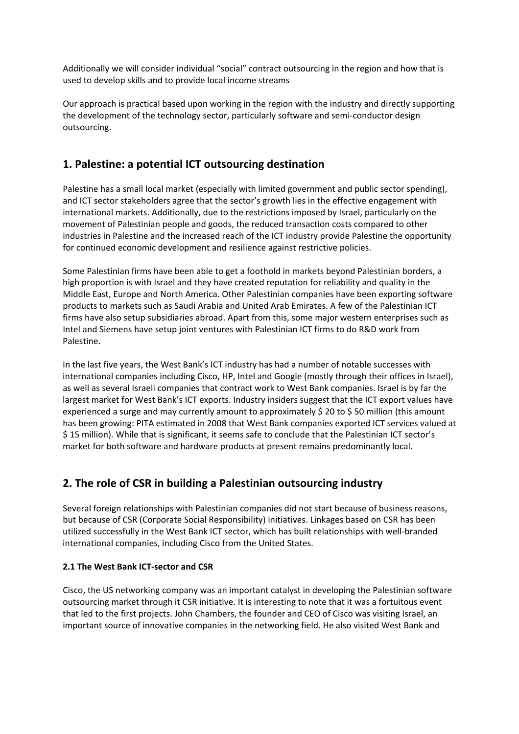Additionally we will consider individual "social" contract outsourcing in the region and how that is used to develop skills and to provide local income streams

Our approach is practical based upon working in the region with the industry and directly supporting the development of the technology sector, particularly software and semi-conductor design outsourcing.

## 1. Palestine: a potential ICT outsourcing destination

Palestine has a small local market (especially with limited government and public sector spending), and ICT sector stakeholders agree that the sector's growth lies in the effective engagement with international markets. Additionally, due to the restrictions imposed by Israel, particularly on the movement of Palestinian people and goods, the reduced transaction costs compared to other industries in Palestine and the increased reach of the ICT industry provide Palestine the opportunity for continued economic development and resilience against restrictive policies.

Some Palestinian firms have been able to get a foothold in markets beyond Palestinian borders, a high proportion is with Israel and they have created reputation for reliability and quality in the Middle East, Europe and North America. Other Palestinian companies have been exporting software products to markets such as Saudi Arabia and United Arab Emirates. A few of the Palestinian ICT firms have also setup subsidiaries abroad. Apart from this, some major western enterprises such as Intel and Siemens have setup joint ventures with Palestinian ICT firms to do R&D work from Palestine.

In the last five years, the West Bank's ICT industry has had a number of notable successes with international companies including Cisco, HP, Intel and Google (mostly through their offices in Israel), as well as several Israeli companies that contract work to West Bank companies. Israel is by far the largest market for West Bank's ICT exports. Industry insiders suggest that the ICT export values have experienced a surge and may currently amount to approximately $ 20 to $ 50 million (this amount has been growing: PITA estimated in 2008 that West Bank companies exported ICT services valued at $ 15 million). While that is significant, it seems safe to conclude that the Palestinian ICT sector's market for both software and hardware products at present remains predominantly local.

## 2. The role of CSR in building a Palestinian outsourcing industry

Several foreign relationships with Palestinian companies did not start because of business reasons, but because of CSR (Corporate Social Responsibility) initiatives. Linkages based on CSR has been utilized successfully in the West Bank ICT sector, which has built relationships with well-branded international companies, including Cisco from the United States.

### 2.1 The West Bank ICT-sector and CSR

Cisco, the US networking company was an important catalyst in developing the Palestinian software outsourcing market through it CSR initiative. It is interesting to note that it was a fortuitous event that led to the first projects. John Chambers, the founder and CEO of Cisco was visiting Israel, an important source of innovative companies in the networking field. He also visited West Bank and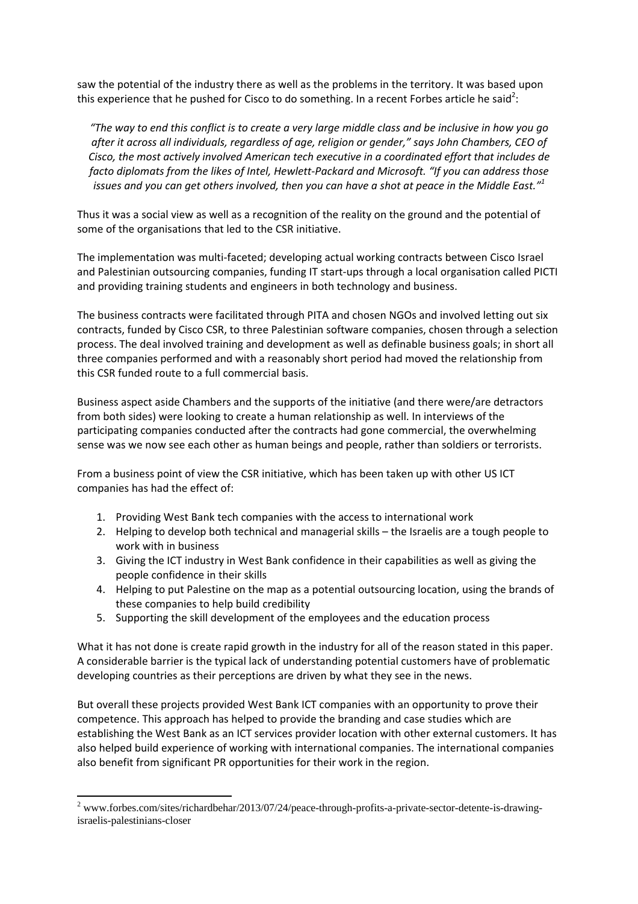saw the potential of the industry there as well as the problems in the territory. It was based upon this experience that he pushed for Cisco to do something. In a recent Forbes article he said[2]:

> *"The way to end this conflict is to create a very large middle class and be inclusive in how you go after it across all individuals, regardless of age, religion or gender," says John Chambers, CEO of Cisco, the most actively involved American tech executive in a coordinated effort that includes de facto diplomats from the likes of Intel, Hewlett-Packard and Microsoft. "If you can address those issues and you can get others involved, then you can have a shot at peace in the Middle East."[1]*

Thus it was a social view as well as a recognition of the reality on the ground and the potential of some of the organisations that led to the CSR initiative.

The implementation was multi-faceted; developing actual working contracts between Cisco Israel and Palestinian outsourcing companies, funding IT start-ups through a local organisation called PICTI and providing training students and engineers in both technology and business.

The business contracts were facilitated through PITA and chosen NGOs and involved letting out six contracts, funded by Cisco CSR, to three Palestinian software companies, chosen through a selection process. The deal involved training and development as well as definable business goals; in short all three companies performed and with a reasonably short period had moved the relationship from this CSR funded route to a full commercial basis.

Business aspect aside Chambers and the supports of the initiative (and there were/are detractors from both sides) were looking to create a human relationship as well. In interviews of the participating companies conducted after the contracts had gone commercial, the overwhelming sense was we now see each other as human beings and people, rather than soldiers or terrorists.

From a business point of view the CSR initiative, which has been taken up with other US ICT companies has had the effect of:

1. Providing West Bank tech companies with the access to international work
2. Helping to develop both technical and managerial skills – the Israelis are a tough people to work with in business
3. Giving the ICT industry in West Bank confidence in their capabilities as well as giving the people confidence in their skills
4. Helping to put Palestine on the map as a potential outsourcing location, using the brands of these companies to help build credibility
5. Supporting the skill development of the employees and the education process

What it has not done is create rapid growth in the industry for all of the reason stated in this paper. A considerable barrier is the typical lack of understanding potential customers have of problematic developing countries as their perceptions are driven by what they see in the news.

But overall these projects provided West Bank ICT companies with an opportunity to prove their competence. This approach has helped to provide the branding and case studies which are establishing the West Bank as an ICT services provider location with other external customers. It has also helped build experience of working with international companies. The international companies also benefit from significant PR opportunities for their work in the region.

---

[2] www.forbes.com/sites/richardbehar/2013/07/24/peace-through-profits-a-private-sector-detente-is-drawing-israelis-palestinians-closer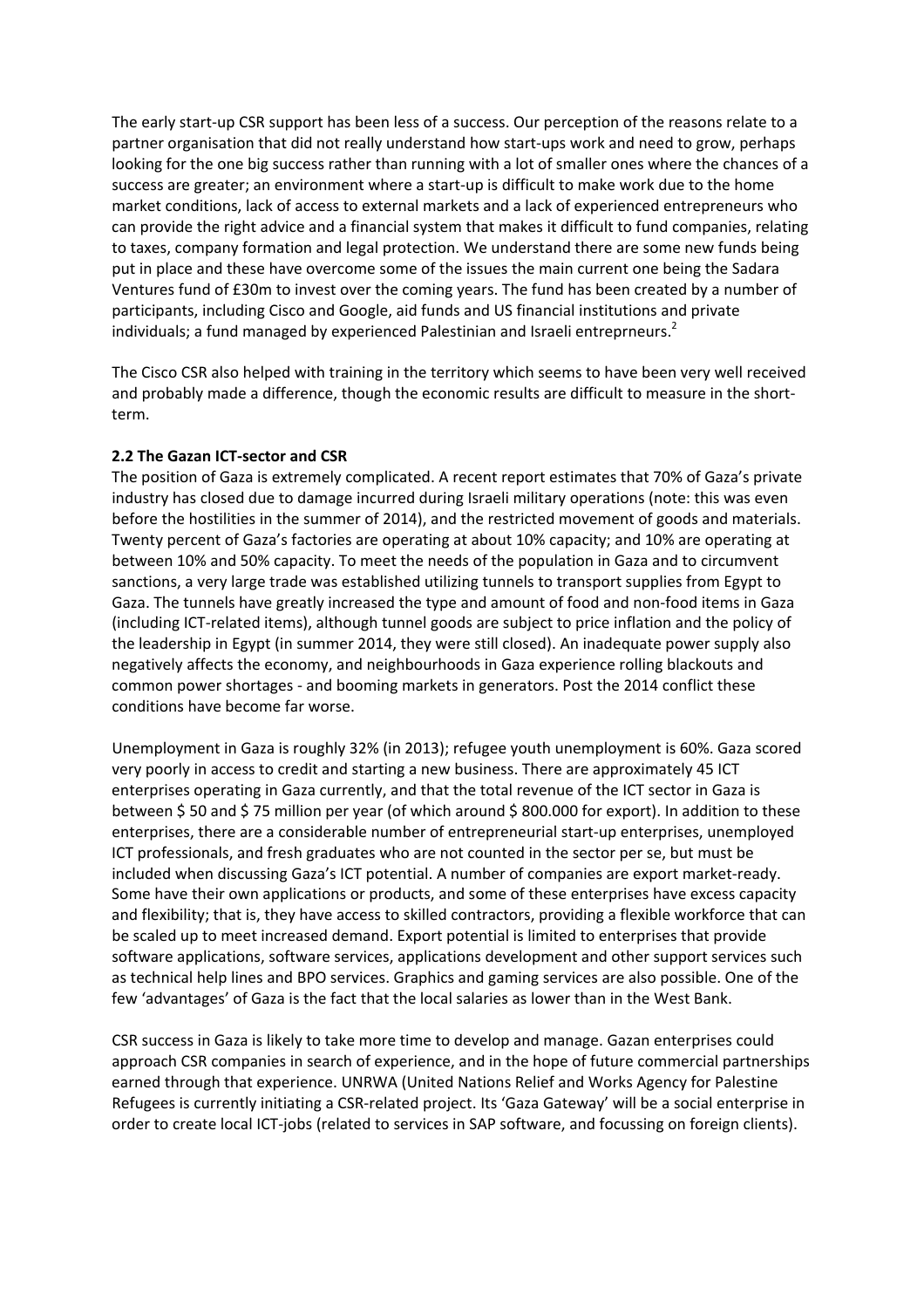The early start-up CSR support has been less of a success. Our perception of the reasons relate to a partner organisation that did not really understand how start-ups work and need to grow, perhaps looking for the one big success rather than running with a lot of smaller ones where the chances of a success are greater; an environment where a start-up is difficult to make work due to the home market conditions, lack of access to external markets and a lack of experienced entrepreneurs who can provide the right advice and a financial system that makes it difficult to fund companies, relating to taxes, company formation and legal protection. We understand there are some new funds being put in place and these have overcome some of the issues the main current one being the Sadara Ventures fund of £30m to invest over the coming years. The fund has been created by a number of participants, including Cisco and Google, aid funds and US financial institutions and private individuals; a fund managed by experienced Palestinian and Israeli entreprneurs.[2]

The Cisco CSR also helped with training in the territory which seems to have been very well received and probably made a difference, though the economic results are difficult to measure in the short-term.

**2.2 The Gazan ICT-sector and CSR**

The position of Gaza is extremely complicated. A recent report estimates that 70% of Gaza's private industry has closed due to damage incurred during Israeli military operations (note: this was even before the hostilities in the summer of 2014), and the restricted movement of goods and materials. Twenty percent of Gaza's factories are operating at about 10% capacity; and 10% are operating at between 10% and 50% capacity. To meet the needs of the population in Gaza and to circumvent sanctions, a very large trade was established utilizing tunnels to transport supplies from Egypt to Gaza. The tunnels have greatly increased the type and amount of food and non-food items in Gaza (including ICT-related items), although tunnel goods are subject to price inflation and the policy of the leadership in Egypt (in summer 2014, they were still closed). An inadequate power supply also negatively affects the economy, and neighbourhoods in Gaza experience rolling blackouts and common power shortages - and booming markets in generators. Post the 2014 conflict these conditions have become far worse.

Unemployment in Gaza is roughly 32% (in 2013); refugee youth unemployment is 60%. Gaza scored very poorly in access to credit and starting a new business. There are approximately 45 ICT enterprises operating in Gaza currently, and that the total revenue of the ICT sector in Gaza is between $ 50 and $ 75 million per year (of which around $ 800.000 for export). In addition to these enterprises, there are a considerable number of entrepreneurial start-up enterprises, unemployed ICT professionals, and fresh graduates who are not counted in the sector per se, but must be included when discussing Gaza's ICT potential. A number of companies are export market-ready. Some have their own applications or products, and some of these enterprises have excess capacity and flexibility; that is, they have access to skilled contractors, providing a flexible workforce that can be scaled up to meet increased demand. Export potential is limited to enterprises that provide software applications, software services, applications development and other support services such as technical help lines and BPO services. Graphics and gaming services are also possible. One of the few 'advantages' of Gaza is the fact that the local salaries as lower than in the West Bank.

CSR success in Gaza is likely to take more time to develop and manage. Gazan enterprises could approach CSR companies in search of experience, and in the hope of future commercial partnerships earned through that experience. UNRWA (United Nations Relief and Works Agency for Palestine Refugees is currently initiating a CSR-related project. Its 'Gaza Gateway' will be a social enterprise in order to create local ICT-jobs (related to services in SAP software, and focussing on foreign clients).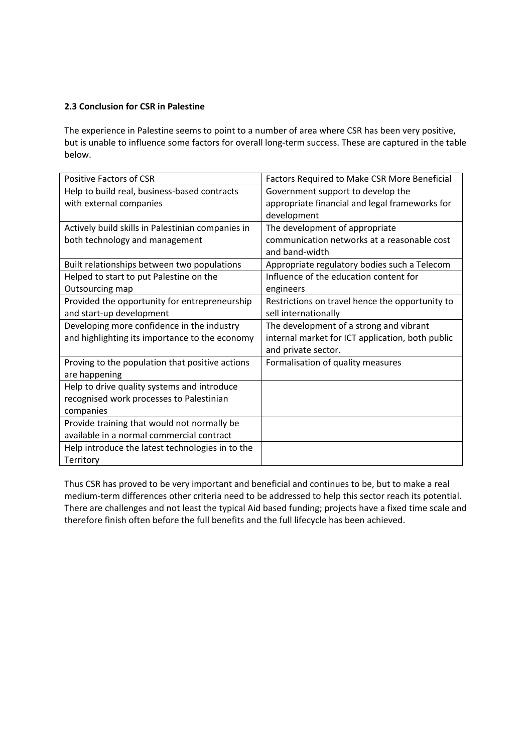**2.3 Conclusion for CSR in Palestine**

The experience in Palestine seems to point to a number of area where CSR has been very positive, but is unable to influence some factors for overall long-term success. These are captured in the table below.

| Positive Factors of CSR | Factors Required to Make CSR More Beneficial |
| --- | --- |
| Help to build real, business-based contracts with external companies | Government support to develop the appropriate financial and legal frameworks for development |
| Actively build skills in Palestinian companies in both technology and management | The development of appropriate communication networks at a reasonable cost and band-width |
| Built relationships between two populations | Appropriate regulatory bodies such a Telecom |
| Helped to start to put Palestine on the Outsourcing map | Influence of the education content for engineers |
| Provided the opportunity for entrepreneurship and start-up development | Restrictions on travel hence the opportunity to sell internationally |
| Developing more confidence in the industry and highlighting its importance to the economy | The development of a strong and vibrant internal market for ICT application, both public and private sector. |
| Proving to the population that positive actions are happening | Formalisation of quality measures |
| Help to drive quality systems and introduce recognised work processes to Palestinian companies | |
| Provide training that would not normally be available in a normal commercial contract | |
| Help introduce the latest technologies in to the Territory | |

Thus CSR has proved to be very important and beneficial and continues to be, but to make a real medium-term differences other criteria need to be addressed to help this sector reach its potential. There are challenges and not least the typical Aid based funding; projects have a fixed time scale and therefore finish often before the full benefits and the full lifecycle has been achieved.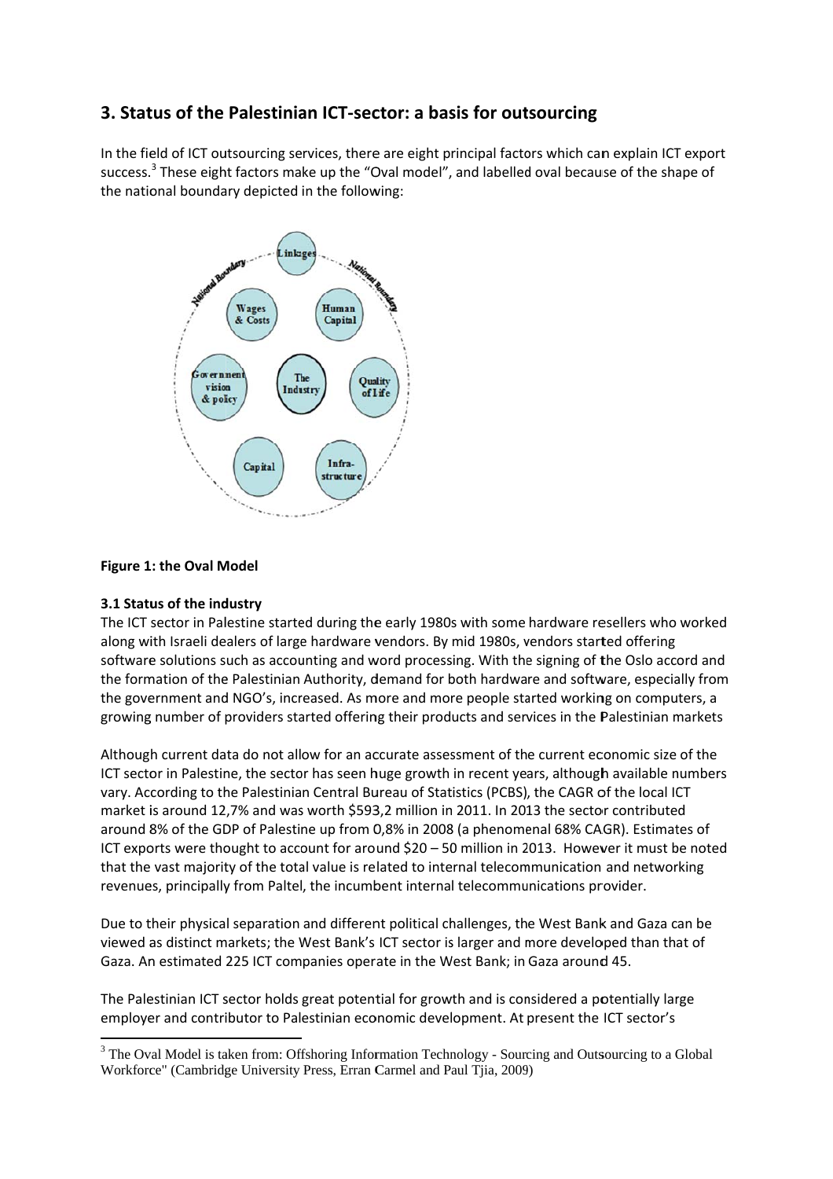## 3. Status of the Palestinian ICT-sector: a basis for outsourcing

In the field of ICT outsourcing services, there are eight principal factors which can explain ICT export success.[3] These eight factors make up the "Oval model", and labelled oval because of the shape of the national boundary depicted in the following:

**Figure 1: the Oval Model**

### 3.1 Status of the industry

The ICT sector in Palestine started during the early 1980s with some hardware resellers who worked along with Israeli dealers of large hardware vendors. By mid 1980s, vendors started offering software solutions such as accounting and word processing. With the signing of the Oslo accord and the formation of the Palestinian Authority, demand for both hardware and software, especially from the government and NGO's, increased. As more and more people started working on computers, a growing number of providers started offering their products and services in the Palestinian markets

Although current data do not allow for an accurate assessment of the current economic size of the ICT sector in Palestine, the sector has seen huge growth in recent years, although available numbers vary. According to the Palestinian Central Bureau of Statistics (PCBS), the CAGR of the local ICT market is around 12,7% and was worth $593,2 million in 2011. In 2013 the sector contributed around 8% of the GDP of Palestine up from 0,8% in 2008 (a phenomenal 68% CAGR). Estimates of ICT exports were thought to account for around $20 – 50 million in 2013. However it must be noted that the vast majority of the total value is related to internal telecommunication and networking revenues, principally from Paltel, the incumbent internal telecommunications provider.

Due to their physical separation and different political challenges, the West Bank and Gaza can be viewed as distinct markets; the West Bank's ICT sector is larger and more developed than that of Gaza. An estimated 225 ICT companies operate in the West Bank; in Gaza around 45.

The Palestinian ICT sector holds great potential for growth and is considered a potentially large employer and contributor to Palestinian economic development. At present the ICT sector's

[3] The Oval Model is taken from: Offshoring Information Technology - Sourcing and Outsourcing to a Global Workforce" (Cambridge University Press, Erran Carmel and Paul Tjia, 2009)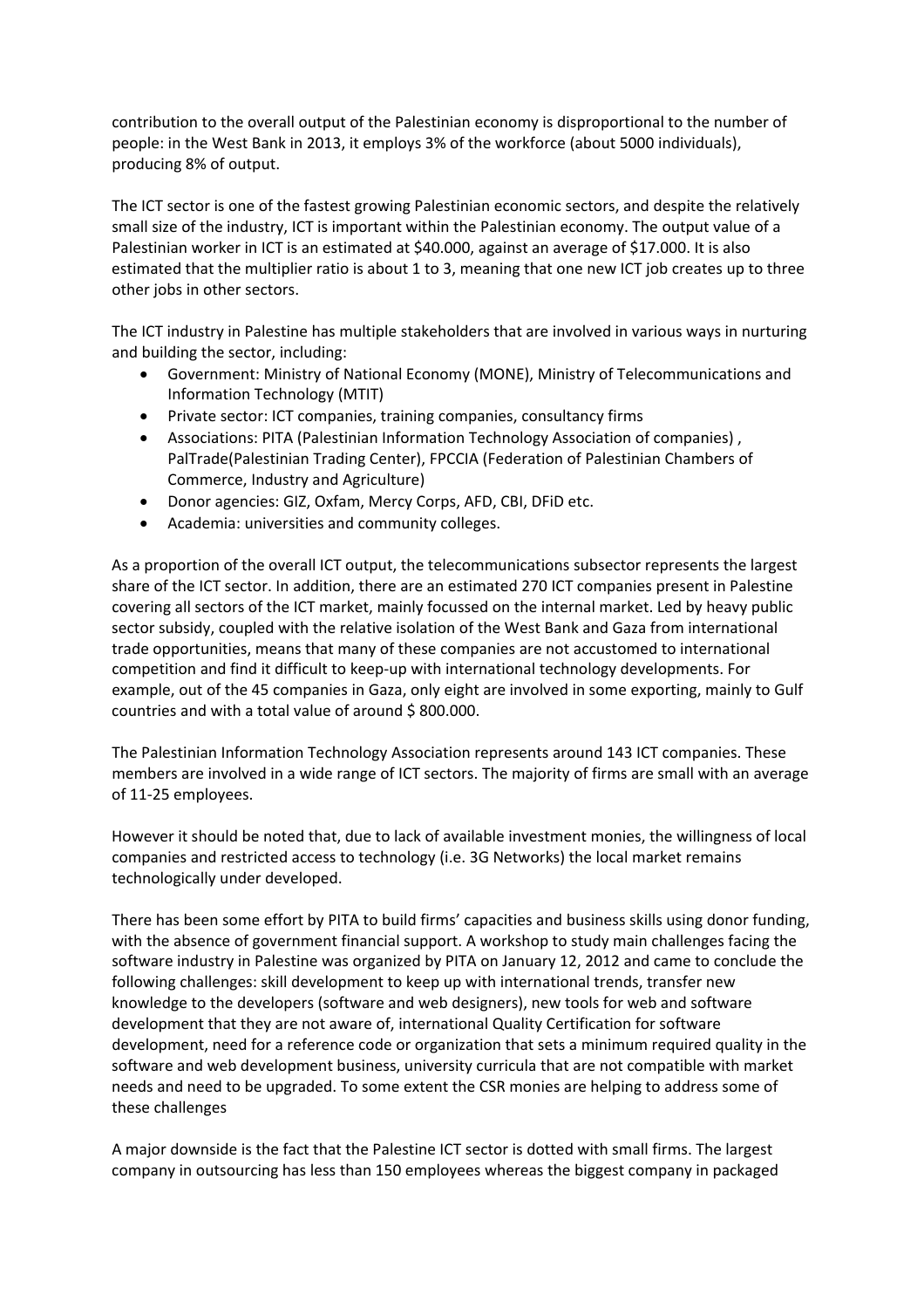contribution to the overall output of the Palestinian economy is disproportional to the number of people: in the West Bank in 2013, it employs 3% of the workforce (about 5000 individuals), producing 8% of output.

The ICT sector is one of the fastest growing Palestinian economic sectors, and despite the relatively small size of the industry, ICT is important within the Palestinian economy. The output value of a Palestinian worker in ICT is an estimated at $40.000, against an average of $17.000. It is also estimated that the multiplier ratio is about 1 to 3, meaning that one new ICT job creates up to three other jobs in other sectors.

The ICT industry in Palestine has multiple stakeholders that are involved in various ways in nurturing and building the sector, including:

- Government: Ministry of National Economy (MONE), Ministry of Telecommunications and Information Technology (MTIT)
- Private sector: ICT companies, training companies, consultancy firms
- Associations: PITA (Palestinian Information Technology Association of companies) , PalTrade(Palestinian Trading Center), FPCCIA (Federation of Palestinian Chambers of Commerce, Industry and Agriculture)
- Donor agencies: GIZ, Oxfam, Mercy Corps, AFD, CBI, DFiD etc.
- Academia: universities and community colleges.

As a proportion of the overall ICT output, the telecommunications subsector represents the largest share of the ICT sector. In addition, there are an estimated 270 ICT companies present in Palestine covering all sectors of the ICT market, mainly focussed on the internal market. Led by heavy public sector subsidy, coupled with the relative isolation of the West Bank and Gaza from international trade opportunities, means that many of these companies are not accustomed to international competition and find it difficult to keep-up with international technology developments. For example, out of the 45 companies in Gaza, only eight are involved in some exporting, mainly to Gulf countries and with a total value of around $ 800.000.

The Palestinian Information Technology Association represents around 143 ICT companies. These members are involved in a wide range of ICT sectors. The majority of firms are small with an average of 11-25 employees.

However it should be noted that, due to lack of available investment monies, the willingness of local companies and restricted access to technology (i.e. 3G Networks) the local market remains technologically under developed.

There has been some effort by PITA to build firms' capacities and business skills using donor funding, with the absence of government financial support. A workshop to study main challenges facing the software industry in Palestine was organized by PITA on January 12, 2012 and came to conclude the following challenges: skill development to keep up with international trends, transfer new knowledge to the developers (software and web designers), new tools for web and software development that they are not aware of, international Quality Certification for software development, need for a reference code or organization that sets a minimum required quality in the software and web development business, university curricula that are not compatible with market needs and need to be upgraded. To some extent the CSR monies are helping to address some of these challenges

A major downside is the fact that the Palestine ICT sector is dotted with small firms. The largest company in outsourcing has less than 150 employees whereas the biggest company in packaged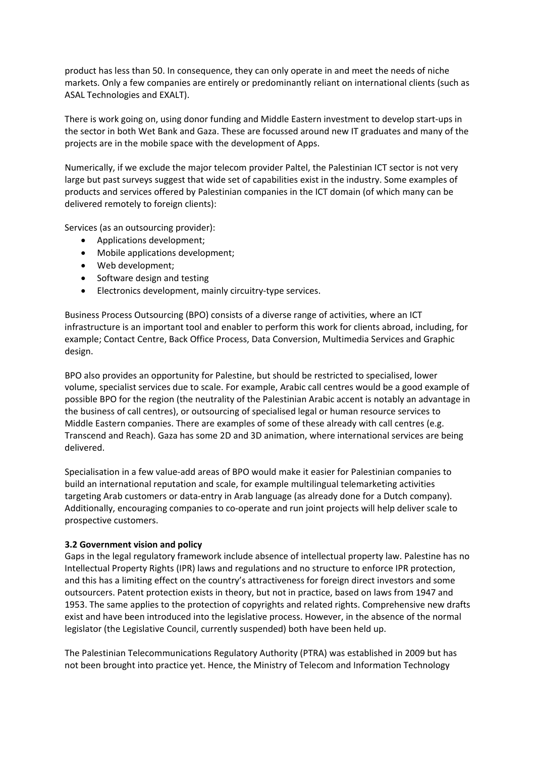product has less than 50. In consequence, they can only operate in and meet the needs of niche markets. Only a few companies are entirely or predominantly reliant on international clients (such as ASAL Technologies and EXALT).

There is work going on, using donor funding and Middle Eastern investment to develop start-ups in the sector in both Wet Bank and Gaza. These are focussed around new IT graduates and many of the projects are in the mobile space with the development of Apps.

Numerically, if we exclude the major telecom provider Paltel, the Palestinian ICT sector is not very large but past surveys suggest that wide set of capabilities exist in the industry. Some examples of products and services offered by Palestinian companies in the ICT domain (of which many can be delivered remotely to foreign clients):

Services (as an outsourcing provider):

- Applications development;
- Mobile applications development;
- Web development;
- Software design and testing
- Electronics development, mainly circuitry-type services.

Business Process Outsourcing (BPO) consists of a diverse range of activities, where an ICT infrastructure is an important tool and enabler to perform this work for clients abroad, including, for example; Contact Centre, Back Office Process, Data Conversion, Multimedia Services and Graphic design.

BPO also provides an opportunity for Palestine, but should be restricted to specialised, lower volume, specialist services due to scale. For example, Arabic call centres would be a good example of possible BPO for the region (the neutrality of the Palestinian Arabic accent is notably an advantage in the business of call centres), or outsourcing of specialised legal or human resource services to Middle Eastern companies. There are examples of some of these already with call centres (e.g. Transcend and Reach). Gaza has some 2D and 3D animation, where international services are being delivered.

Specialisation in a few value-add areas of BPO would make it easier for Palestinian companies to build an international reputation and scale, for example multilingual telemarketing activities targeting Arab customers or data-entry in Arab language (as already done for a Dutch company). Additionally, encouraging companies to co-operate and run joint projects will help deliver scale to prospective customers.

**3.2 Government vision and policy**

Gaps in the legal regulatory framework include absence of intellectual property law. Palestine has no Intellectual Property Rights (IPR) laws and regulations and no structure to enforce IPR protection, and this has a limiting effect on the country's attractiveness for foreign direct investors and some outsourcers. Patent protection exists in theory, but not in practice, based on laws from 1947 and 1953. The same applies to the protection of copyrights and related rights. Comprehensive new drafts exist and have been introduced into the legislative process. However, in the absence of the normal legislator (the Legislative Council, currently suspended) both have been held up.

The Palestinian Telecommunications Regulatory Authority (PTRA) was established in 2009 but has not been brought into practice yet. Hence, the Ministry of Telecom and Information Technology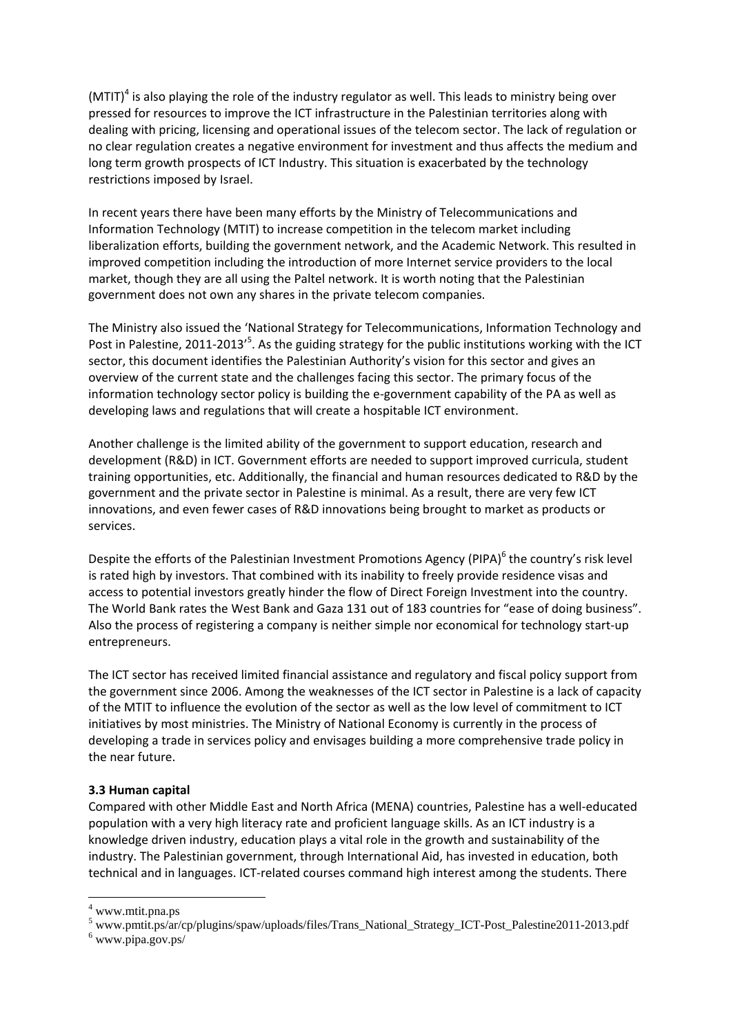(MTIT)[4] is also playing the role of the industry regulator as well. This leads to ministry being over pressed for resources to improve the ICT infrastructure in the Palestinian territories along with dealing with pricing, licensing and operational issues of the telecom sector. The lack of regulation or no clear regulation creates a negative environment for investment and thus affects the medium and long term growth prospects of ICT Industry. This situation is exacerbated by the technology restrictions imposed by Israel.

In recent years there have been many efforts by the Ministry of Telecommunications and Information Technology (MTIT) to increase competition in the telecom market including liberalization efforts, building the government network, and the Academic Network. This resulted in improved competition including the introduction of more Internet service providers to the local market, though they are all using the Paltel network. It is worth noting that the Palestinian government does not own any shares in the private telecom companies.

The Ministry also issued the 'National Strategy for Telecommunications, Information Technology and Post in Palestine, 2011-2013'[5]. As the guiding strategy for the public institutions working with the ICT sector, this document identifies the Palestinian Authority's vision for this sector and gives an overview of the current state and the challenges facing this sector. The primary focus of the information technology sector policy is building the e-government capability of the PA as well as developing laws and regulations that will create a hospitable ICT environment.

Another challenge is the limited ability of the government to support education, research and development (R&D) in ICT. Government efforts are needed to support improved curricula, student training opportunities, etc. Additionally, the financial and human resources dedicated to R&D by the government and the private sector in Palestine is minimal. As a result, there are very few ICT innovations, and even fewer cases of R&D innovations being brought to market as products or services.

Despite the efforts of the Palestinian Investment Promotions Agency (PIPA)[6] the country's risk level is rated high by investors. That combined with its inability to freely provide residence visas and access to potential investors greatly hinder the flow of Direct Foreign Investment into the country. The World Bank rates the West Bank and Gaza 131 out of 183 countries for "ease of doing business". Also the process of registering a company is neither simple nor economical for technology start-up entrepreneurs.

The ICT sector has received limited financial assistance and regulatory and fiscal policy support from the government since 2006. Among the weaknesses of the ICT sector in Palestine is a lack of capacity of the MTIT to influence the evolution of the sector as well as the low level of commitment to ICT initiatives by most ministries. The Ministry of National Economy is currently in the process of developing a trade in services policy and envisages building a more comprehensive trade policy in the near future.

**3.3 Human capital**

Compared with other Middle East and North Africa (MENA) countries, Palestine has a well-educated population with a very high literacy rate and proficient language skills. As an ICT industry is a knowledge driven industry, education plays a vital role in the growth and sustainability of the industry. The Palestinian government, through International Aid, has invested in education, both technical and in languages. ICT-related courses command high interest among the students. There

---

[4] www.mtit.pna.ps

[5] www.pmtit.ps/ar/cp/plugins/spaw/uploads/files/Trans_National_Strategy_ICT-Post_Palestine2011-2013.pdf

[6] www.pipa.gov.ps/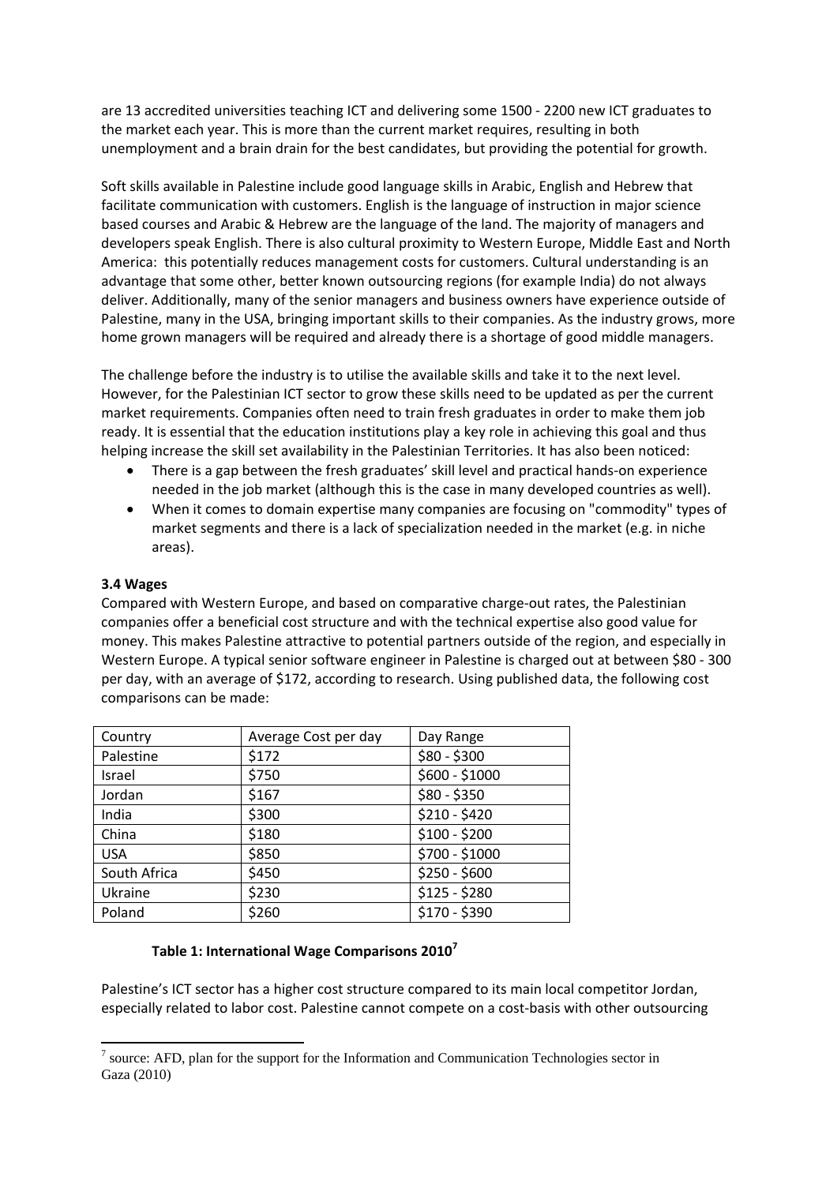are 13 accredited universities teaching ICT and delivering some 1500 - 2200 new ICT graduates to the market each year. This is more than the current market requires, resulting in both unemployment and a brain drain for the best candidates, but providing the potential for growth.

Soft skills available in Palestine include good language skills in Arabic, English and Hebrew that facilitate communication with customers. English is the language of instruction in major science based courses and Arabic & Hebrew are the language of the land. The majority of managers and developers speak English. There is also cultural proximity to Western Europe, Middle East and North America: this potentially reduces management costs for customers. Cultural understanding is an advantage that some other, better known outsourcing regions (for example India) do not always deliver. Additionally, many of the senior managers and business owners have experience outside of Palestine, many in the USA, bringing important skills to their companies. As the industry grows, more home grown managers will be required and already there is a shortage of good middle managers.

The challenge before the industry is to utilise the available skills and take it to the next level. However, for the Palestinian ICT sector to grow these skills need to be updated as per the current market requirements. Companies often need to train fresh graduates in order to make them job ready. It is essential that the education institutions play a key role in achieving this goal and thus helping increase the skill set availability in the Palestinian Territories. It has also been noticed:

- There is a gap between the fresh graduates' skill level and practical hands-on experience needed in the job market (although this is the case in many developed countries as well).
- When it comes to domain expertise many companies are focusing on "commodity" types of market segments and there is a lack of specialization needed in the market (e.g. in niche areas).

### 3.4 Wages

Compared with Western Europe, and based on comparative charge-out rates, the Palestinian companies offer a beneficial cost structure and with the technical expertise also good value for money. This makes Palestine attractive to potential partners outside of the region, and especially in Western Europe. A typical senior software engineer in Palestine is charged out at between $80 - 300 per day, with an average of $172, according to research. Using published data, the following cost comparisons can be made:

| Country | Average Cost per day | Day Range |
|---|---|---|
| Palestine | $172 | $80 - $300 |
| Israel | $750 | $600 - $1000 |
| Jordan | $167 | $80 - $350 |
| India | $300 | $210 - $420 |
| China | $180 | $100 - $200 |
| USA | $850 | $700 - $1000 |
| South Africa | $450 | $250 - $600 |
| Ukraine | $230 | $125 - $280 |
| Poland | $260 | $170 - $390 |

**Table 1: International Wage Comparisons 2010**[7]

Palestine's ICT sector has a higher cost structure compared to its main local competitor Jordan, especially related to labor cost. Palestine cannot compete on a cost-basis with other outsourcing

[7] source: AFD, plan for the support for the Information and Communication Technologies sector in Gaza (2010)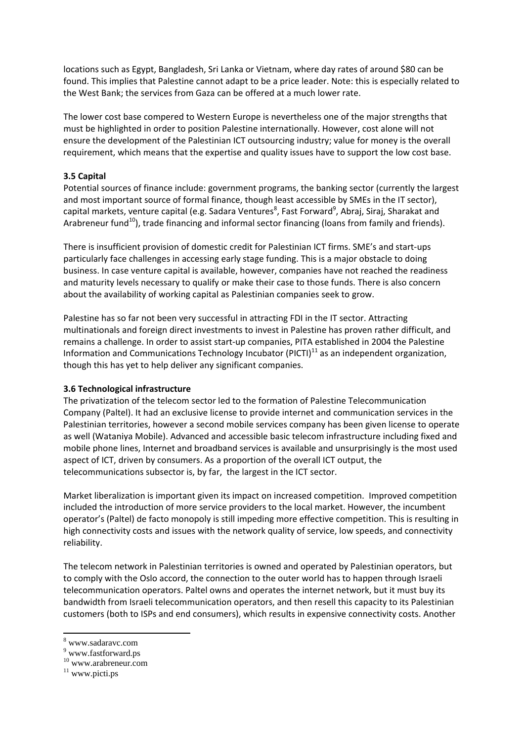locations such as Egypt, Bangladesh, Sri Lanka or Vietnam, where day rates of around $80 can be found. This implies that Palestine cannot adapt to be a price leader. Note: this is especially related to the West Bank; the services from Gaza can be offered at a much lower rate.

The lower cost base compered to Western Europe is nevertheless one of the major strengths that must be highlighted in order to position Palestine internationally. However, cost alone will not ensure the development of the Palestinian ICT outsourcing industry; value for money is the overall requirement, which means that the expertise and quality issues have to support the low cost base.

### 3.5 Capital

Potential sources of finance include: government programs, the banking sector (currently the largest and most important source of formal finance, though least accessible by SMEs in the IT sector), capital markets, venture capital (e.g. Sadara Ventures[8], Fast Forward[9], Abraj, Siraj, Sharakat and Arabreneur fund[10]), trade financing and informal sector financing (loans from family and friends).

There is insufficient provision of domestic credit for Palestinian ICT firms. SME's and start-ups particularly face challenges in accessing early stage funding. This is a major obstacle to doing business. In case venture capital is available, however, companies have not reached the readiness and maturity levels necessary to qualify or make their case to those funds. There is also concern about the availability of working capital as Palestinian companies seek to grow.

Palestine has so far not been very successful in attracting FDI in the IT sector. Attracting multinationals and foreign direct investments to invest in Palestine has proven rather difficult, and remains a challenge. In order to assist start-up companies, PITA established in 2004 the Palestine Information and Communications Technology Incubator (PICTI)[11] as an independent organization, though this has yet to help deliver any significant companies.

### 3.6 Technological infrastructure

The privatization of the telecom sector led to the formation of Palestine Telecommunication Company (Paltel). It had an exclusive license to provide internet and communication services in the Palestinian territories, however a second mobile services company has been given license to operate as well (Wataniya Mobile). Advanced and accessible basic telecom infrastructure including fixed and mobile phone lines, Internet and broadband services is available and unsurprisingly is the most used aspect of ICT, driven by consumers. As a proportion of the overall ICT output, the telecommunications subsector is, by far, the largest in the ICT sector.

Market liberalization is important given its impact on increased competition. Improved competition included the introduction of more service providers to the local market. However, the incumbent operator's (Paltel) de facto monopoly is still impeding more effective competition. This is resulting in high connectivity costs and issues with the network quality of service, low speeds, and connectivity reliability.

The telecom network in Palestinian territories is owned and operated by Palestinian operators, but to comply with the Oslo accord, the connection to the outer world has to happen through Israeli telecommunication operators. Paltel owns and operates the internet network, but it must buy its bandwidth from Israeli telecommunication operators, and then resell this capacity to its Palestinian customers (both to ISPs and end consumers), which results in expensive connectivity costs. Another

[8] www.sadaravc.com
[9] www.fastforward.ps
[10] www.arabreneur.com
[11] www.picti.ps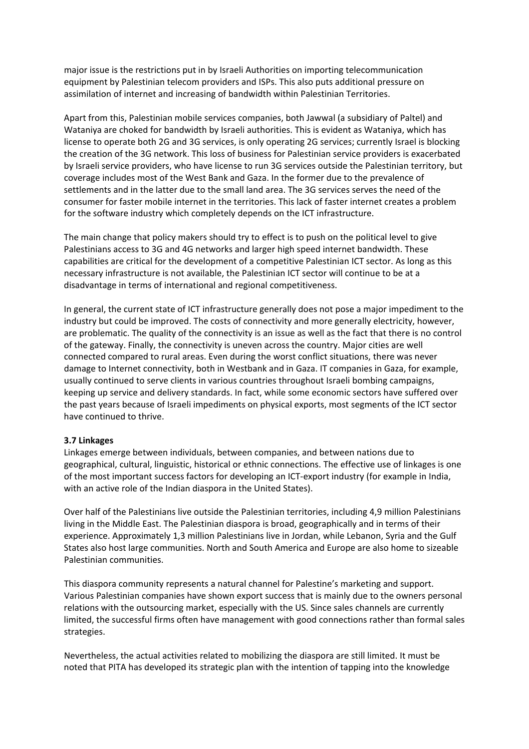major issue is the restrictions put in by Israeli Authorities on importing telecommunication equipment by Palestinian telecom providers and ISPs. This also puts additional pressure on assimilation of internet and increasing of bandwidth within Palestinian Territories.

Apart from this, Palestinian mobile services companies, both Jawwal (a subsidiary of Paltel) and Wataniya are choked for bandwidth by Israeli authorities. This is evident as Wataniya, which has license to operate both 2G and 3G services, is only operating 2G services; currently Israel is blocking the creation of the 3G network. This loss of business for Palestinian service providers is exacerbated by Israeli service providers, who have license to run 3G services outside the Palestinian territory, but coverage includes most of the West Bank and Gaza. In the former due to the prevalence of settlements and in the latter due to the small land area. The 3G services serves the need of the consumer for faster mobile internet in the territories. This lack of faster internet creates a problem for the software industry which completely depends on the ICT infrastructure.

The main change that policy makers should try to effect is to push on the political level to give Palestinians access to 3G and 4G networks and larger high speed internet bandwidth. These capabilities are critical for the development of a competitive Palestinian ICT sector. As long as this necessary infrastructure is not available, the Palestinian ICT sector will continue to be at a disadvantage in terms of international and regional competitiveness.

In general, the current state of ICT infrastructure generally does not pose a major impediment to the industry but could be improved. The costs of connectivity and more generally electricity, however, are problematic. The quality of the connectivity is an issue as well as the fact that there is no control of the gateway. Finally, the connectivity is uneven across the country. Major cities are well connected compared to rural areas. Even during the worst conflict situations, there was never damage to Internet connectivity, both in Westbank and in Gaza. IT companies in Gaza, for example, usually continued to serve clients in various countries throughout Israeli bombing campaigns, keeping up service and delivery standards. In fact, while some economic sectors have suffered over the past years because of Israeli impediments on physical exports, most segments of the ICT sector have continued to thrive.

### 3.7 Linkages

Linkages emerge between individuals, between companies, and between nations due to geographical, cultural, linguistic, historical or ethnic connections. The effective use of linkages is one of the most important success factors for developing an ICT-export industry (for example in India, with an active role of the Indian diaspora in the United States).

Over half of the Palestinians live outside the Palestinian territories, including 4,9 million Palestinians living in the Middle East. The Palestinian diaspora is broad, geographically and in terms of their experience. Approximately 1,3 million Palestinians live in Jordan, while Lebanon, Syria and the Gulf States also host large communities. North and South America and Europe are also home to sizeable Palestinian communities.

This diaspora community represents a natural channel for Palestine's marketing and support. Various Palestinian companies have shown export success that is mainly due to the owners personal relations with the outsourcing market, especially with the US. Since sales channels are currently limited, the successful firms often have management with good connections rather than formal sales strategies.

Nevertheless, the actual activities related to mobilizing the diaspora are still limited. It must be noted that PITA has developed its strategic plan with the intention of tapping into the knowledge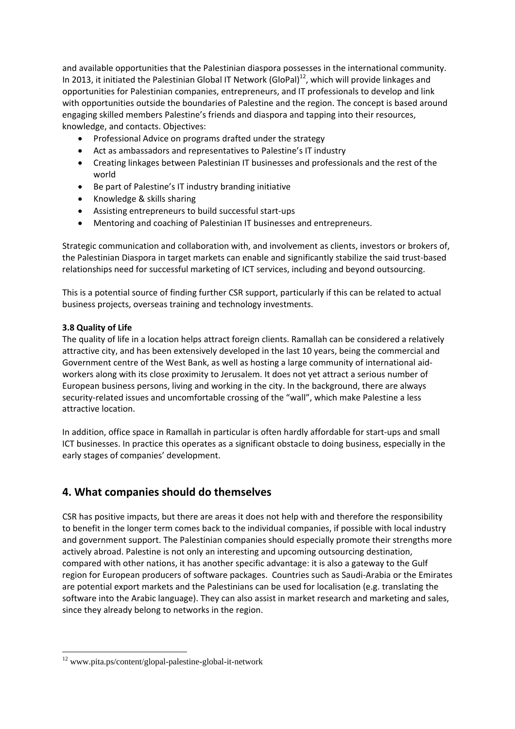and available opportunities that the Palestinian diaspora possesses in the international community. In 2013, it initiated the Palestinian Global IT Network (GloPal)[12], which will provide linkages and opportunities for Palestinian companies, entrepreneurs, and IT professionals to develop and link with opportunities outside the boundaries of Palestine and the region. The concept is based around engaging skilled members Palestine's friends and diaspora and tapping into their resources, knowledge, and contacts. Objectives:

- Professional Advice on programs drafted under the strategy
- Act as ambassadors and representatives to Palestine's IT industry
- Creating linkages between Palestinian IT businesses and professionals and the rest of the world
- Be part of Palestine's IT industry branding initiative
- Knowledge & skills sharing
- Assisting entrepreneurs to build successful start-ups
- Mentoring and coaching of Palestinian IT businesses and entrepreneurs.

Strategic communication and collaboration with, and involvement as clients, investors or brokers of, the Palestinian Diaspora in target markets can enable and significantly stabilize the said trust-based relationships need for successful marketing of ICT services, including and beyond outsourcing.

This is a potential source of finding further CSR support, particularly if this can be related to actual business projects, overseas training and technology investments.

**3.8 Quality of Life**

The quality of life in a location helps attract foreign clients. Ramallah can be considered a relatively attractive city, and has been extensively developed in the last 10 years, being the commercial and Government centre of the West Bank, as well as hosting a large community of international aid-workers along with its close proximity to Jerusalem. It does not yet attract a serious number of European business persons, living and working in the city. In the background, there are always security-related issues and uncomfortable crossing of the "wall", which make Palestine a less attractive location.

In addition, office space in Ramallah in particular is often hardly affordable for start-ups and small ICT businesses. In practice this operates as a significant obstacle to doing business, especially in the early stages of companies' development.

## 4. What companies should do themselves

CSR has positive impacts, but there are areas it does not help with and therefore the responsibility to benefit in the longer term comes back to the individual companies, if possible with local industry and government support. The Palestinian companies should especially promote their strengths more actively abroad. Palestine is not only an interesting and upcoming outsourcing destination, compared with other nations, it has another specific advantage: it is also a gateway to the Gulf region for European producers of software packages. Countries such as Saudi-Arabia or the Emirates are potential export markets and the Palestinians can be used for localisation (e.g. translating the software into the Arabic language). They can also assist in market research and marketing and sales, since they already belong to networks in the region.

[12] www.pita.ps/content/glopal-palestine-global-it-network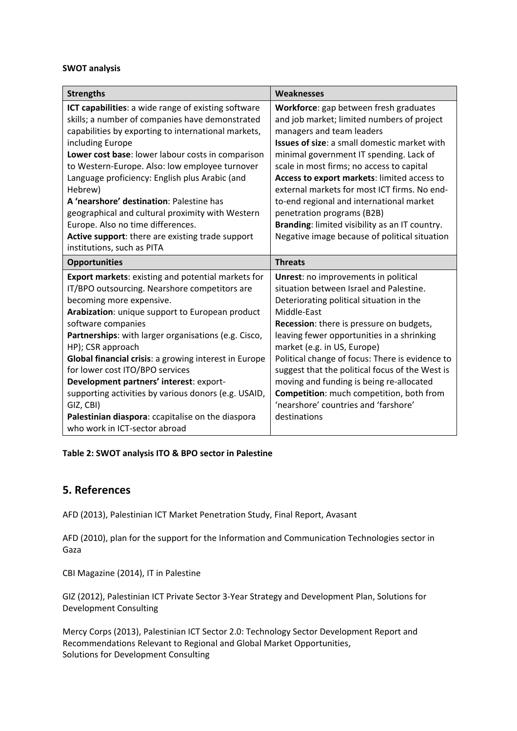**SWOT analysis**

| Strengths | Weaknesses |
|---|---|
| **ICT capabilities**: a wide range of existing software skills; a number of companies have demonstrated capabilities by exporting to international markets, including Europe<br>**Lower cost base**: lower labour costs in comparison to Western-Europe. Also: low employee turnover Language proficiency: English plus Arabic (and Hebrew)<br>**A 'nearshore' destination**: Palestine has geographical and cultural proximity with Western Europe. Also no time differences.<br>**Active support**: there are existing trade support institutions, such as PITA | **Workforce**: gap between fresh graduates and job market; limited numbers of project managers and team leaders<br>**Issues of size**: a small domestic market with minimal government IT spending. Lack of scale in most firms; no access to capital<br>**Access to export markets**: limited access to external markets for most ICT firms. No end-to-end regional and international market penetration programs (B2B)<br>**Branding**: limited visibility as an IT country. Negative image because of political situation |
| **Opportunities** | **Threats** |
| **Export markets**: existing and potential markets for IT/BPO outsourcing. Nearshore competitors are becoming more expensive.<br>**Arabization**: unique support to European product software companies<br>**Partnerships**: with larger organisations (e.g. Cisco, HP); CSR approach<br>**Global financial crisis**: a growing interest in Europe for lower cost ITO/BPO services<br>**Development partners' interest**: export-supporting activities by various donors (e.g. USAID, GIZ, CBI)<br>**Palestinian diaspora**: ccapitalise on the diaspora who work in ICT-sector abroad | **Unrest**: no improvements in political situation between Israel and Palestine. Deteriorating political situation in the Middle-East<br>**Recession**: there is pressure on budgets, leaving fewer opportunities in a shrinking market (e.g. in US, Europe)<br>Political change of focus: There is evidence to suggest that the political focus of the West is moving and funding is being re-allocated<br>**Competition**: much competition, both from 'nearshore' countries and 'farshore' destinations |

**Table 2: SWOT analysis ITO & BPO sector in Palestine**

## 5. References

AFD (2013), Palestinian ICT Market Penetration Study, Final Report, Avasant

AFD (2010), plan for the support for the Information and Communication Technologies sector in Gaza

CBI Magazine (2014), IT in Palestine

GIZ (2012), Palestinian ICT Private Sector 3-Year Strategy and Development Plan, Solutions for Development Consulting

Mercy Corps (2013), Palestinian ICT Sector 2.0: Technology Sector Development Report and Recommendations Relevant to Regional and Global Market Opportunities,
Solutions for Development Consulting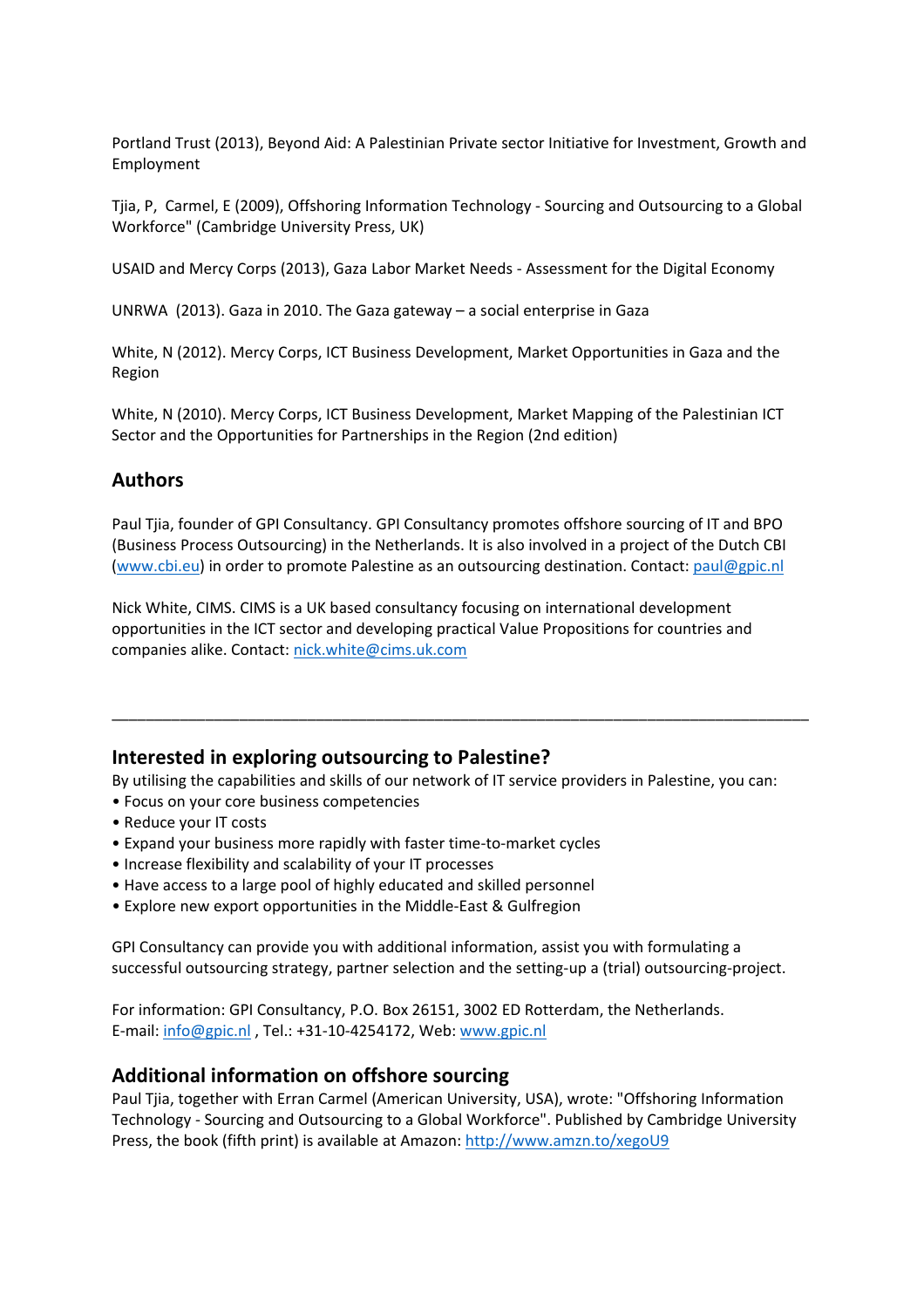Portland Trust (2013), Beyond Aid: A Palestinian Private sector Initiative for Investment, Growth and Employment

Tjia, P, Carmel, E (2009), Offshoring Information Technology - Sourcing and Outsourcing to a Global Workforce" (Cambridge University Press, UK)

USAID and Mercy Corps (2013), Gaza Labor Market Needs - Assessment for the Digital Economy

UNRWA (2013). Gaza in 2010. The Gaza gateway – a social enterprise in Gaza

White, N (2012). Mercy Corps, ICT Business Development, Market Opportunities in Gaza and the Region

White, N (2010). Mercy Corps, ICT Business Development, Market Mapping of the Palestinian ICT Sector and the Opportunities for Partnerships in the Region (2nd edition)

## Authors

Paul Tjia, founder of GPI Consultancy. GPI Consultancy promotes offshore sourcing of IT and BPO (Business Process Outsourcing) in the Netherlands. It is also involved in a project of the Dutch CBI (www.cbi.eu) in order to promote Palestine as an outsourcing destination. Contact: paul@gpic.nl

Nick White, CIMS. CIMS is a UK based consultancy focusing on international development opportunities in the ICT sector and developing practical Value Propositions for countries and companies alike. Contact: nick.white@cims.uk.com

---

## Interested in exploring outsourcing to Palestine?

By utilising the capabilities and skills of our network of IT service providers in Palestine, you can:

- Focus on your core business competencies
- Reduce your IT costs
- Expand your business more rapidly with faster time-to-market cycles
- Increase flexibility and scalability of your IT processes
- Have access to a large pool of highly educated and skilled personnel
- Explore new export opportunities in the Middle-East & Gulfregion

GPI Consultancy can provide you with additional information, assist you with formulating a successful outsourcing strategy, partner selection and the setting-up a (trial) outsourcing-project.

For information: GPI Consultancy, P.O. Box 26151, 3002 ED Rotterdam, the Netherlands.
E-mail: info@gpic.nl , Tel.: +31-10-4254172, Web: www.gpic.nl

## Additional information on offshore sourcing

Paul Tjia, together with Erran Carmel (American University, USA), wrote: "Offshoring Information Technology - Sourcing and Outsourcing to a Global Workforce". Published by Cambridge University Press, the book (fifth print) is available at Amazon: http://www.amzn.to/xegoU9